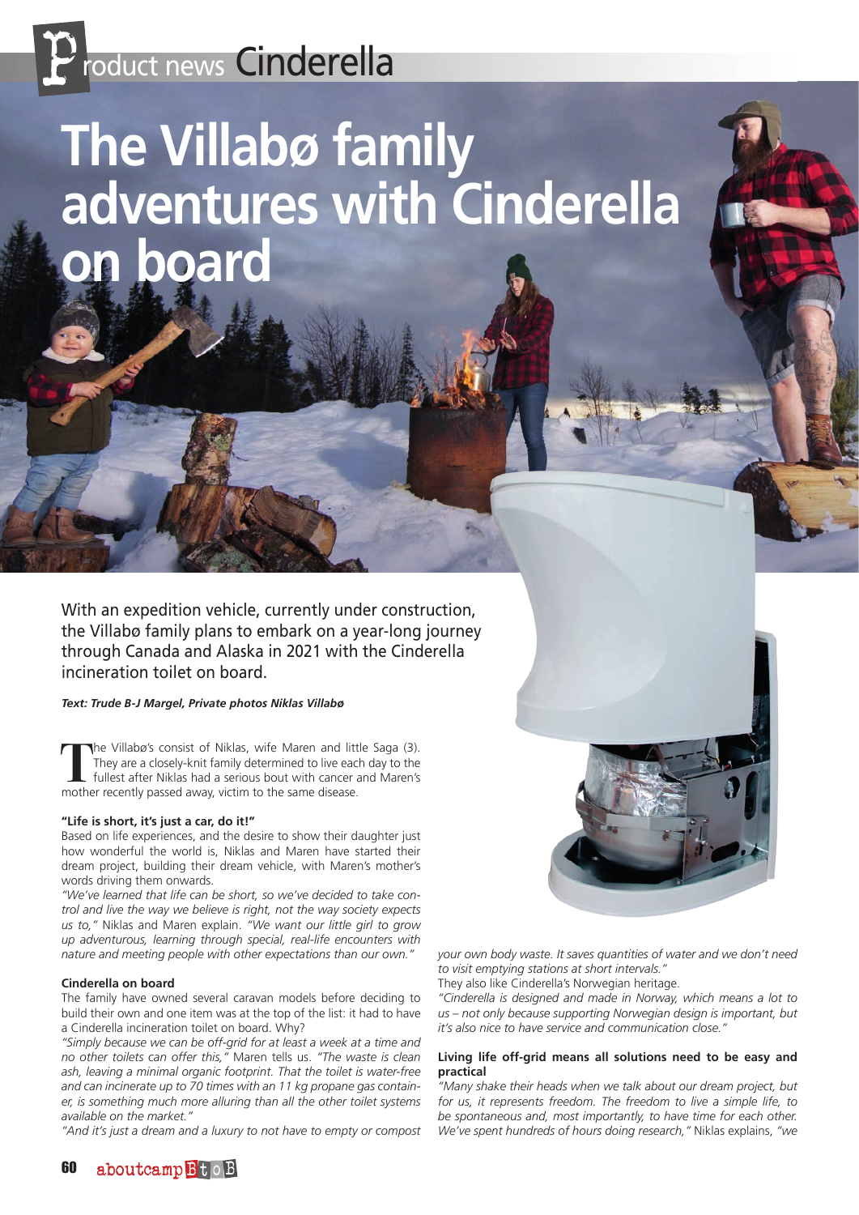Product news Cinderella

# The Villabø family adventures with Cinderella on board

With an expedition vehicle, currently under construction, the Villabø family plans to embark on a year-long journey through Canada and Alaska in 2021 with the Cinderella incineration toilet on board.

***Text: Trude B-J Margel, Private photos Niklas Villabø***

The Villabø's consist of Niklas, wife Maren and little Saga (3). They are a closely-knit family determined to live each day to the fullest after Niklas had a serious bout with cancer and Maren's mother recently passed away, victim to the same disease.

**"Life is short, it's just a car, do it!"**

Based on life experiences, and the desire to show their daughter just how wonderful the world is, Niklas and Maren have started their dream project, building their dream vehicle, with Maren's mother's words driving them onwards.

*"We've learned that life can be short, so we've decided to take control and live the way we believe is right, not the way society expects us to,"* Niklas and Maren explain. *"We want our little girl to grow up adventurous, learning through special, real-life encounters with nature and meeting people with other expectations than our own."*

**Cinderella on board**

The family have owned several caravan models before deciding to build their own and one item was at the top of the list: it had to have a Cinderella incineration toilet on board. Why?

*"Simply because we can be off-grid for at least a week at a time and no other toilets can offer this,"* Maren tells us. *"The waste is clean ash, leaving a minimal organic footprint. That the toilet is water-free and can incinerate up to 70 times with an 11 kg propane gas container, is something much more alluring than all the other toilet systems available on the market."*

*"And it's just a dream and a luxury to not have to empty or compost your own body waste. It saves quantities of water and we don't need to visit emptying stations at short intervals."*

They also like Cinderella's Norwegian heritage.

*"Cinderella is designed and made in Norway, which means a lot to us – not only because supporting Norwegian design is important, but it's also nice to have service and communication close."*

**Living life off-grid means all solutions need to be easy and practical**

*"Many shake their heads when we talk about our dream project, but for us, it represents freedom. The freedom to live a simple life, to be spontaneous and, most importantly, to have time for each other. We've spent hundreds of hours doing research,"* Niklas explains, *"we*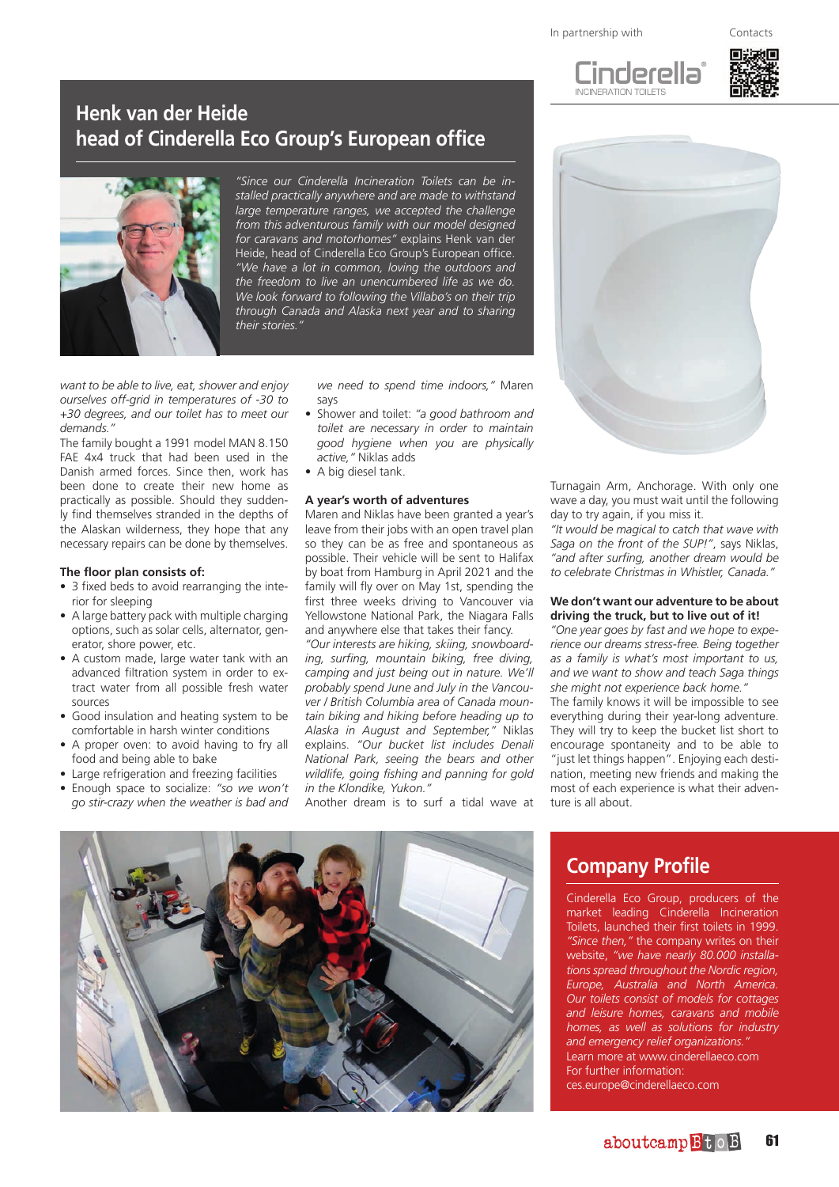In partnership with

Contacts

## Henk van der Heide head of Cinderella Eco Group's European office

*"Since our Cinderella Incineration Toilets can be installed practically anywhere and are made to withstand large temperature ranges, we accepted the challenge from this adventurous family with our model designed for caravans and motorhomes"* explains Henk van der Heide, head of Cinderella Eco Group's European office. *"We have a lot in common, loving the outdoors and the freedom to live an unencumbered life as we do. We look forward to following the Villabo's on their trip through Canada and Alaska next year and to sharing their stories."*

*want to be able to live, eat, shower and enjoy ourselves off-grid in temperatures of -30 to +30 degrees, and our toilet has to meet our demands."*

The family bought a 1991 model MAN 8.150 FAE 4x4 truck that had been used in the Danish armed forces. Since then, work has been done to create their new home as practically as possible. Should they suddenly find themselves stranded in the depths of the Alaskan wilderness, they hope that any necessary repairs can be done by themselves.

**The floor plan consists of:**

- 3 fixed beds to avoid rearranging the interior for sleeping
- A large battery pack with multiple charging options, such as solar cells, alternator, generator, shore power, etc.
- A custom made, large water tank with an advanced filtration system in order to extract water from all possible fresh water sources
- Good insulation and heating system to be comfortable in harsh winter conditions
- A proper oven: to avoid having to fry all food and being able to bake
- Large refrigeration and freezing facilities
- Enough space to socialize: *"so we won't go stir-crazy when the weather is bad and we need to spend time indoors,"* Maren says
- Shower and toilet: *"a good bathroom and toilet are necessary in order to maintain good hygiene when you are physically active,"* Niklas adds
- A big diesel tank.

### A year's worth of adventures

Maren and Niklas have been granted a year's leave from their jobs with an open travel plan so they can be as free and spontaneous as possible. Their vehicle will be sent to Halifax by boat from Hamburg in April 2021 and the family will fly over on May 1st, spending the first three weeks driving to Vancouver via Yellowstone National Park, the Niagara Falls and anywhere else that takes their fancy.

*"Our interests are hiking, skiing, snowboarding, surfing, mountain biking, free diving, camping and just being out in nature. We'll probably spend June and July in the Vancouver / British Columbia area of Canada mountain biking and hiking before heading up to Alaska in August and September,"* Niklas explains. *"Our bucket list includes Denali National Park, seeing the bears and other wildlife, going fishing and panning for gold in the Klondike, Yukon."*

Another dream is to surf a tidal wave at Turnagain Arm, Anchorage. With only one wave a day, you must wait until the following day to try again, if you miss it.

*"It would be magical to catch that wave with Saga on the front of the SUP!"*, says Niklas, *"and after surfing, another dream would be to celebrate Christmas in Whistler, Canada."*

### We don't want our adventure to be about driving the truck, but to live out of it!

*"One year goes by fast and we hope to experience our dreams stress-free. Being together as a family is what's most important to us, and we want to show and teach Saga things she might not experience back home."*

The family knows it will be impossible to see everything during their year-long adventure. They will try to keep the bucket list short to encourage spontaneity and to be able to "just let things happen". Enjoying each destination, meeting new friends and making the most of each experience is what their adventure is all about.

## Company Profile

Cinderella Eco Group, producers of the market leading Cinderella Incineration Toilets, launched their first toilets in 1999. *"Since then,"* the company writes on their website, *"we have nearly 80.000 installations spread throughout the Nordic region, Europe, Australia and North America. Our toilets consist of models for cottages and leisure homes, caravans and mobile homes, as well as solutions for industry and emergency relief organizations."*

Learn more at www.cinderellaeco.com

For further information:

ces.europe@cinderellaeco.com